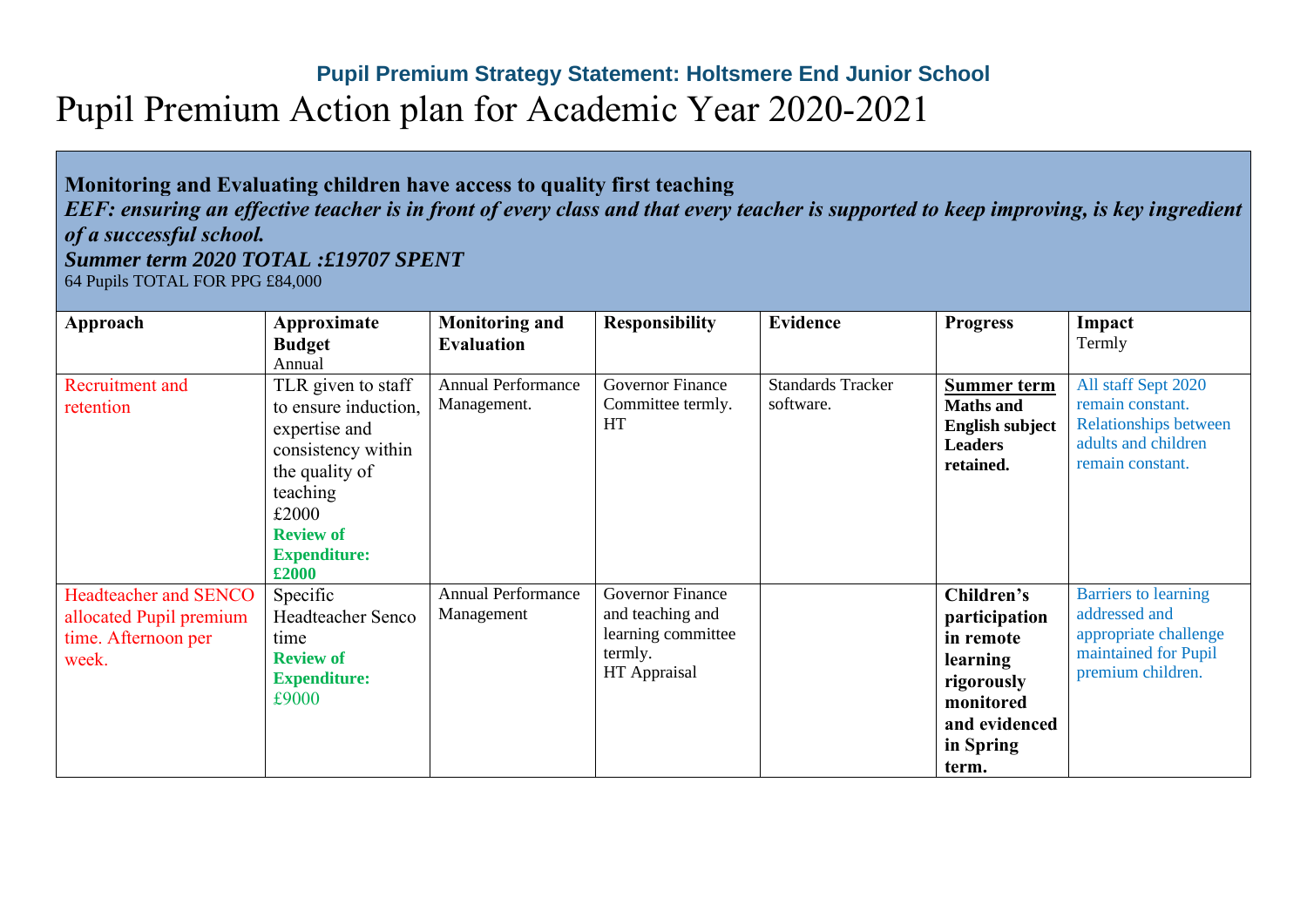## Pupil Premium Strategy Statement: Holtsmere End Junior School

# Pupil Premium Action plan for Academic Year 2020-2021

**Monitoring and Evaluating children have access to quality first teaching**

***EEF: ensuring an effective teacher is in front of every class and that every teacher is supported to keep improving, is key ingredient of a successful school.***

***Summer term 2020 TOTAL :£19707 SPENT***

64 Pupils TOTAL FOR PPG £84,000

| **Approach** | **Approximate Budget** Annual | **Monitoring and Evaluation** | **Responsibility** | **Evidence** | **Progress** | **Impact** Termly |
|---|---|---|---|---|---|---|
| Recruitment and retention | TLR given to staff to ensure induction, expertise and consistency within the quality of teaching £2000 **Review of Expenditure: £2000** | Annual Performance Management. | Governor Finance Committee termly. HT | Standards Tracker software. | **Summer term** **Maths and English subject Leaders retained.** | All staff Sept 2020 remain constant. Relationships between adults and children remain constant. |
| Headteacher and SENCO allocated Pupil premium time. Afternoon per week. | Specific Headteacher Senco time **Review of Expenditure:** £9000 | Annual Performance Management | Governor Finance and teaching and learning committee termly. HT Appraisal | | **Children's participation in remote learning rigorously monitored and evidenced in Spring term.** | Barriers to learning addressed and appropriate challenge maintained for Pupil premium children. |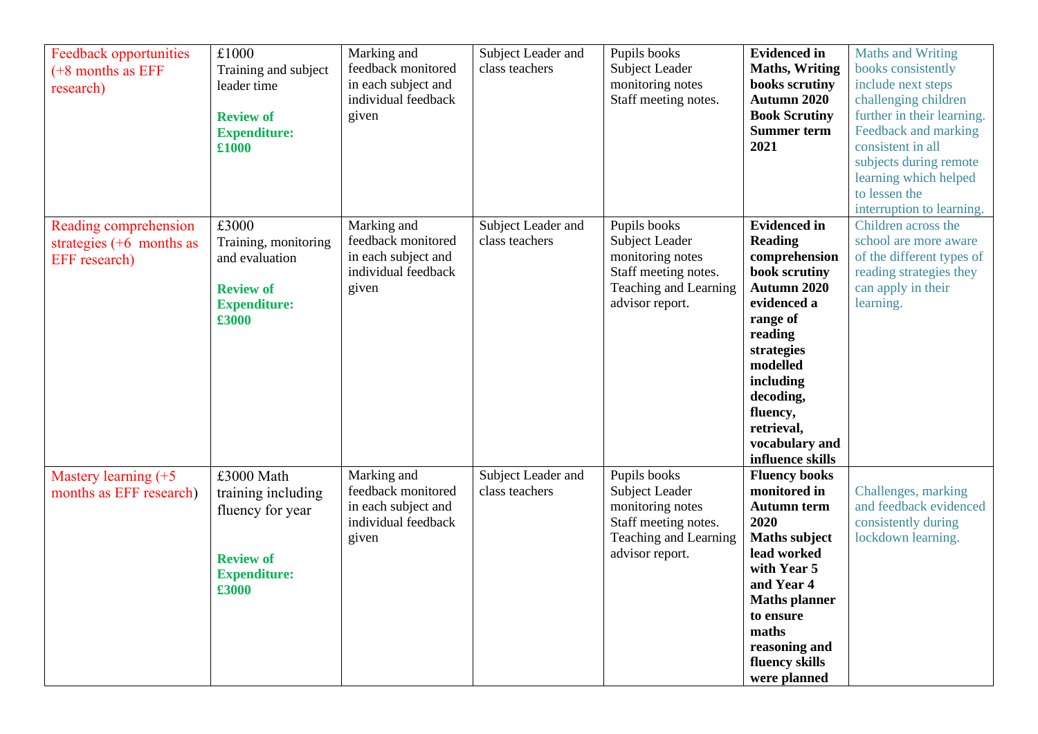| | | | | | | |
|---|---|---|---|---|---|---|
| Feedback opportunities (+8 months as EFF research) | £1000 Training and subject leader time<br><br>**Review of Expenditure: £1000** | Marking and feedback monitored in each subject and individual feedback given | Subject Leader and class teachers | Pupils books<br>Subject Leader monitoring notes<br>Staff meeting notes. | **Evidenced in Maths, Writing books scrutiny Autumn 2020 Book Scrutiny Summer term 2021** | Maths and Writing books consistently include next steps challenging children further in their learning. Feedback and marking consistent in all subjects during remote learning which helped to lessen the interruption to learning. |
| Reading comprehension strategies (+6 months as EFF research) | £3000 Training, monitoring and evaluation<br><br>**Review of Expenditure: £3000** | Marking and feedback monitored in each subject and individual feedback given | Subject Leader and class teachers | Pupils books<br>Subject Leader monitoring notes<br>Staff meeting notes.<br>Teaching and Learning advisor report. | **Evidenced in Reading comprehension book scrutiny Autumn 2020 evidenced a range of reading strategies modelled including decoding, fluency, retrieval, vocabulary and influence skills** | Children across the school are more aware of the different types of reading strategies they can apply in their learning. |
| Mastery learning (+5 months as EFF research) | £3000 Math training including fluency for year<br><br>**Review of Expenditure: £3000** | Marking and feedback monitored in each subject and individual feedback given | Subject Leader and class teachers | Pupils books<br>Subject Leader monitoring notes<br>Staff meeting notes.<br>Teaching and Learning advisor report. | **Fluency books monitored in Autumn term 2020<br>Maths subject lead worked with Year 5 and Year 4 Maths planner to ensure maths reasoning and fluency skills were planned** | Challenges, marking and feedback evidenced consistently during lockdown learning. |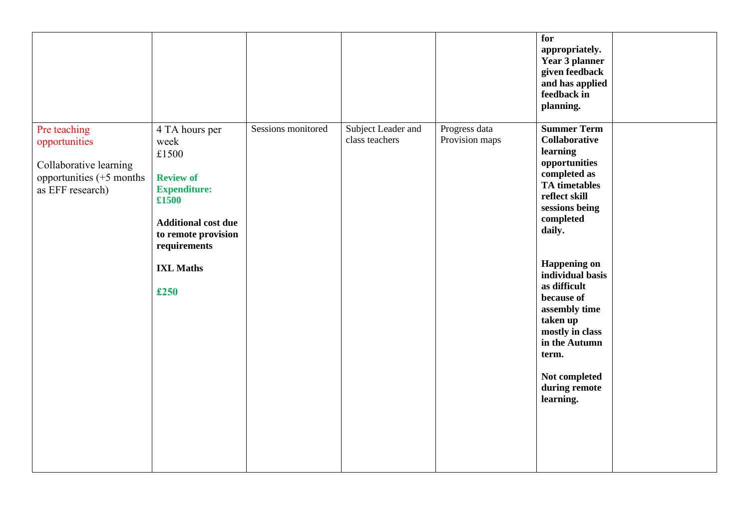| | | | | | | |
|---|---|---|---|---|---|---|
| | | | | | **for appropriately. Year 3 planner given feedback and has applied feedback in planning.** | |
| Pre teaching opportunities<br><br>Collaborative learning opportunities (+5 months as EFF research) | 4 TA hours per week<br>£1500<br><br>**Review of Expenditure: £1500**<br><br>**Additional cost due to remote provision requirements**<br><br>**IXL Maths**<br><br>**£250** | Sessions monitored | Subject Leader and class teachers | Progress data<br>Provision maps | **Summer Term Collaborative learning opportunities completed as TA timetables reflect skill sessions being completed daily.**<br><br>**Happening on individual basis as difficult because of assembly time taken up mostly in class in the Autumn term.**<br><br>**Not completed during remote learning.** | |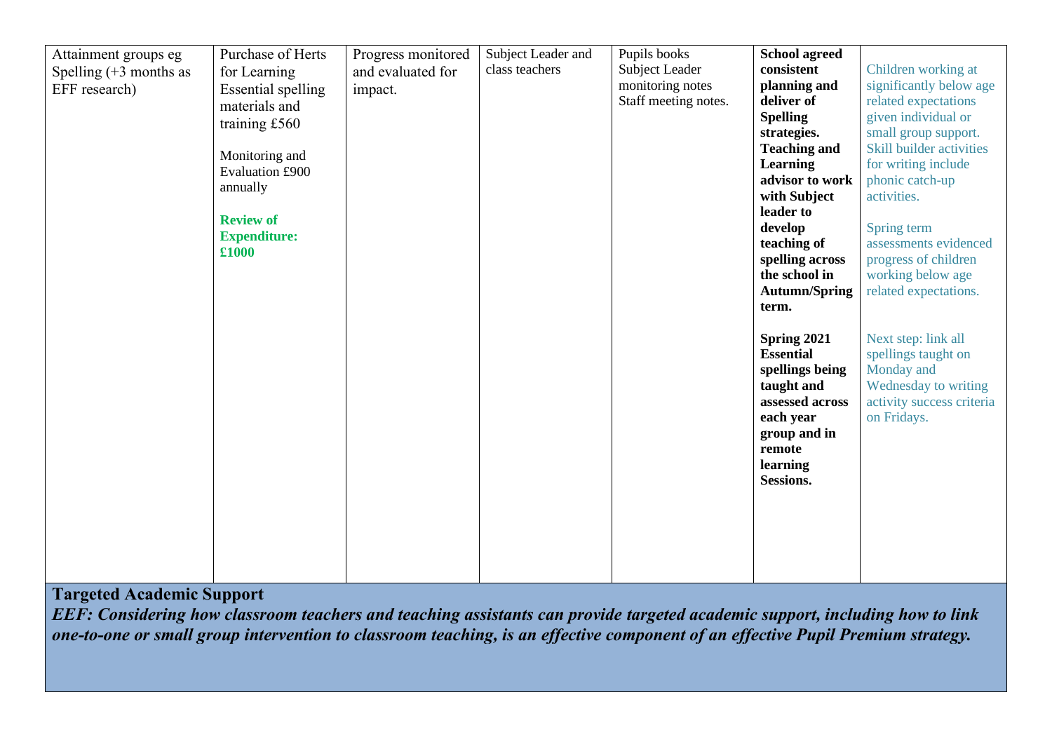| | | | | | | |
|---|---|---|---|---|---|---|
| Attainment groups eg Spelling (+3 months as EEF research) | Purchase of Herts for Learning Essential spelling materials and training £560<br><br>Monitoring and Evaluation £900 annually<br><br>**Review of Expenditure: £1000** | Progress monitored and evaluated for impact. | Subject Leader and class teachers | Pupils books<br>Subject Leader monitoring notes<br>Staff meeting notes. | **School agreed consistent planning and deliver of Spelling strategies. Teaching and Learning advisor to work with Subject leader to develop teaching of spelling across the school in Autumn/Spring term.**<br><br>**Spring 2021 Essential spellings being taught and assessed across each year group and in remote learning Sessions.** | Children working at significantly below age related expectations given individual or small group support. Skill builder activities for writing include phonic catch-up activities.<br><br>Spring term assessments evidenced progress of children working below age related expectations.<br><br>Next step: link all spellings taught on Monday and Wednesday to writing activity success criteria on Fridays. |

**Targeted Academic Support**

***EEF: Considering how classroom teachers and teaching assistants can provide targeted academic support, including how to link one-to-one or small group intervention to classroom teaching, is an effective component of an effective Pupil Premium strategy.***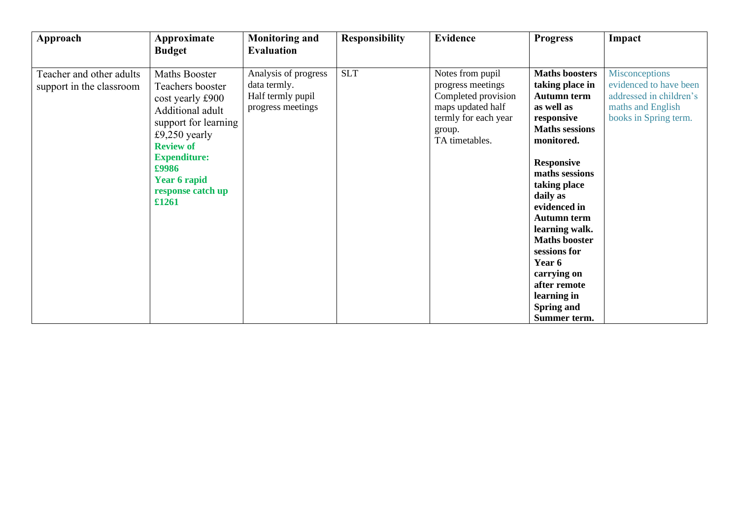| Approach | Approximate Budget | Monitoring and Evaluation | Responsibility | Evidence | Progress | Impact |
|---|---|---|---|---|---|---|
| Teacher and other adults support in the classroom | Maths Booster Teachers booster cost yearly £900 Additional adult support for learning £9,250 yearly **Review of Expenditure: £9986** **Year 6 rapid response catch up £1261** | Analysis of progress data termly. Half termly pupil progress meetings | SLT | Notes from pupil progress meetings Completed provision maps updated half termly for each year group. TA timetables. | **Maths boosters taking place in Autumn term as well as responsive Maths sessions monitored.** **Responsive maths sessions taking place daily as evidenced in Autumn term learning walk. Maths booster sessions for Year 6 carrying on after remote learning in Spring and Summer term.** | Misconceptions evidenced to have been addressed in children's maths and English books in Spring term. |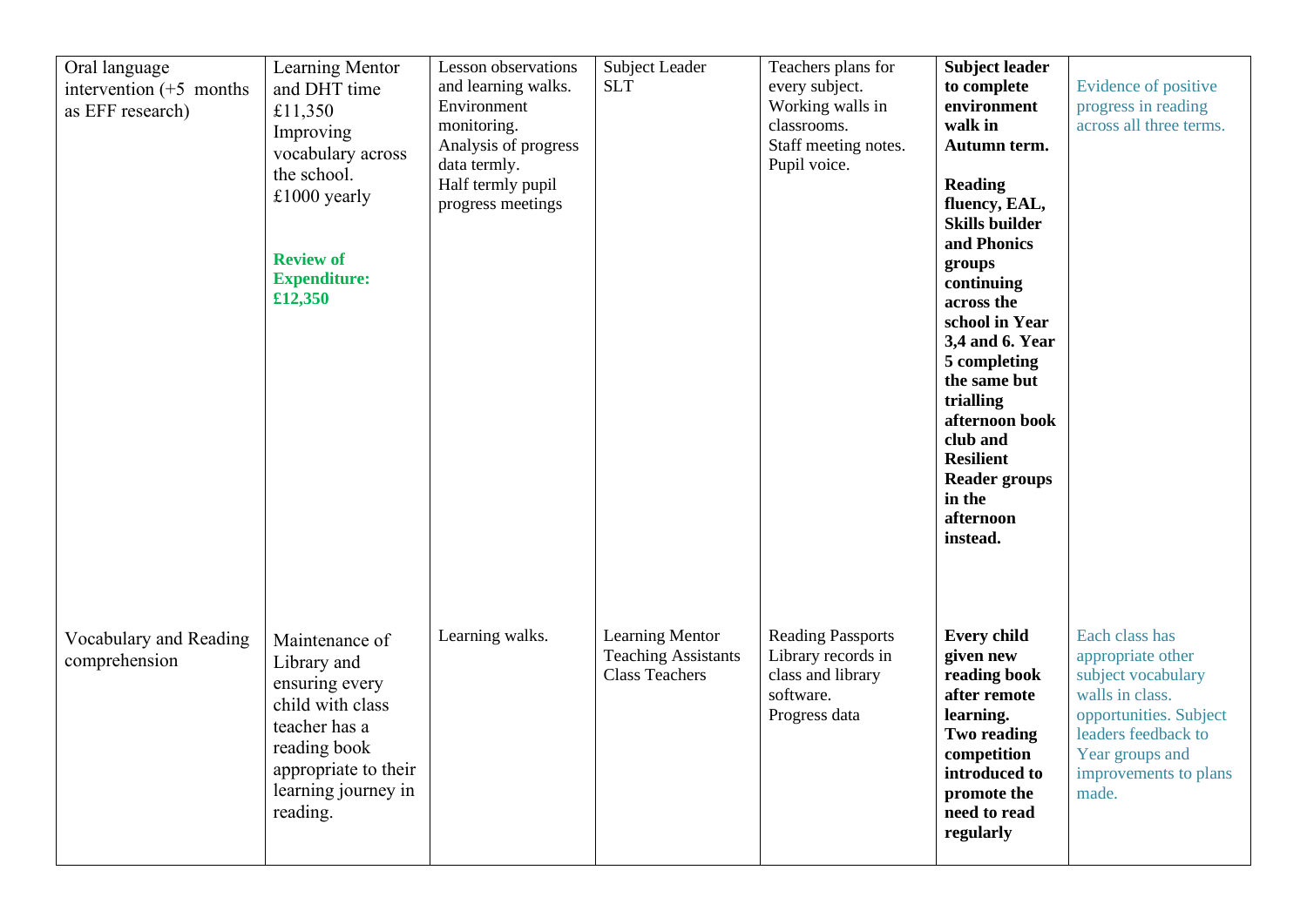| | | | | | | |
|---|---|---|---|---|---|---|
| Oral language intervention (+5 months as EEF research) | Learning Mentor and DHT time £11,350 Improving vocabulary across the school. £1000 yearly<br><br>**Review of Expenditure: £12,350** | Lesson observations and learning walks. Environment monitoring. Analysis of progress data termly. Half termly pupil progress meetings | Subject Leader SLT | Teachers plans for every subject. Working walls in classrooms. Staff meeting notes. Pupil voice. | **Subject leader to complete environment walk in Autumn term.**<br><br>**Reading fluency, EAL, Skills builder and Phonics groups continuing across the school in Year 3,4 and 6. Year 5 completing the same but trialling afternoon book club and Resilient Reader groups in the afternoon instead.** | Evidence of positive progress in reading across all three terms. |
| Vocabulary and Reading comprehension | Maintenance of Library and ensuring every child with class teacher has a reading book appropriate to their learning journey in reading. | Learning walks. | Learning Mentor Teaching Assistants Class Teachers | Reading Passports Library records in class and library software. Progress data | **Every child given new reading book after remote learning. Two reading competition introduced to promote the need to read regularly** | Each class has appropriate other subject vocabulary walls in class. opportunities. Subject leaders feedback to Year groups and improvements to plans made. |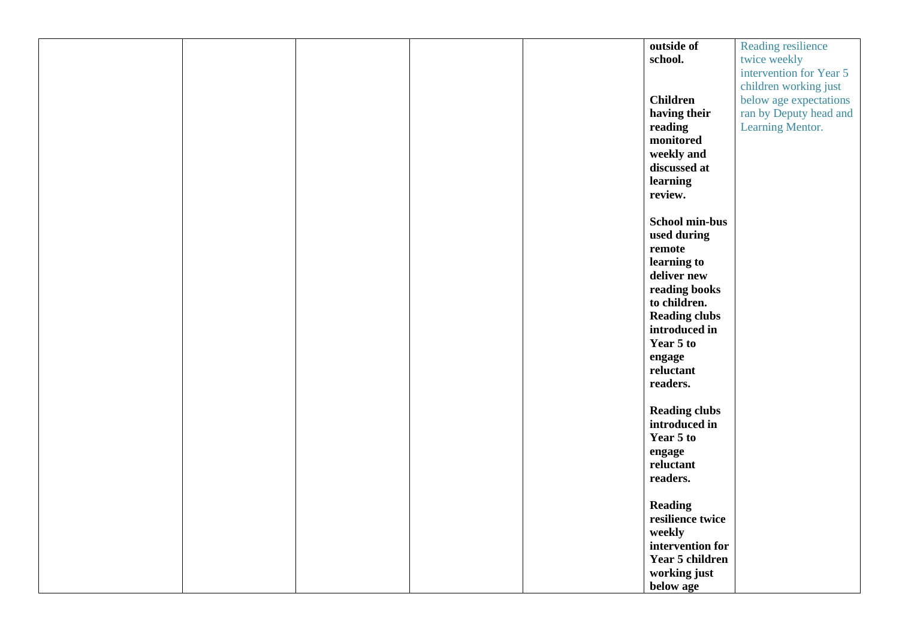|  |  |  |  |  |  |  |
|---|---|---|---|---|---|---|
|  |  |  |  |  | **outside of school.**<br><br>**Children having their reading monitored weekly and discussed at learning review.**<br><br>**School min-bus used during remote learning to deliver new reading books to children.**<br>**Reading clubs introduced in Year 5 to engage reluctant readers.**<br><br>**Reading clubs introduced in Year 5 to engage reluctant readers.**<br><br>**Reading resilience twice weekly intervention for Year 5 children working just below age** | Reading resilience twice weekly intervention for Year 5 children working just below age expectations ran by Deputy head and Learning Mentor. |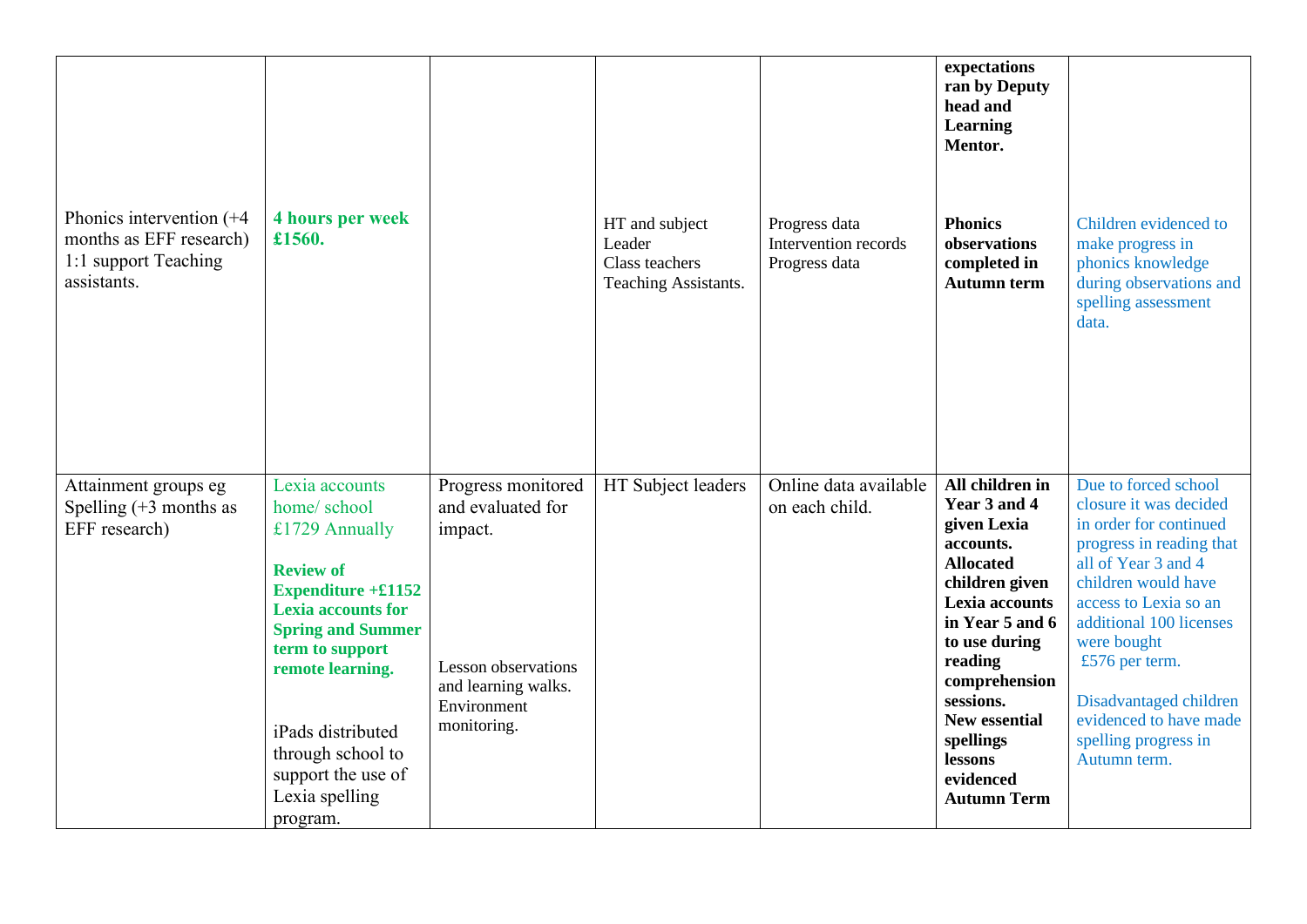| | | | | | | |
|---|---|---|---|---|---|---|
| | | | | | **expectations ran by Deputy head and Learning Mentor.** | |
| Phonics intervention (+4 months as EFF research) 1:1 support Teaching assistants. | **4 hours per week £1560.** | | HT and subject Leader<br>Class teachers<br>Teaching Assistants. | Progress data<br>Intervention records<br>Progress data | **Phonics observations completed in Autumn term** | Children evidenced to make progress in phonics knowledge during observations and spelling assessment data. |
| Attainment groups eg Spelling (+3 months as EFF research) | Lexia accounts home/ school £1729 Annually<br><br>**Review of Expenditure +£1152 Lexia accounts for Spring and Summer term to support remote learning.**<br><br>iPads distributed through school to support the use of Lexia spelling program. | Progress monitored and evaluated for impact.<br><br>Lesson observations and learning walks. Environment monitoring. | HT Subject leaders | Online data available on each child. | **All children in Year 3 and 4 given Lexia accounts. Allocated children given Lexia accounts in Year 5 and 6 to use during reading comprehension sessions. New essential spellings lessons evidenced Autumn Term** | Due to forced school closure it was decided in order for continued progress in reading that all of Year 3 and 4 children would have access to Lexia so an additional 100 licenses were bought £576 per term.<br><br>Disadvantaged children evidenced to have made spelling progress in Autumn term. |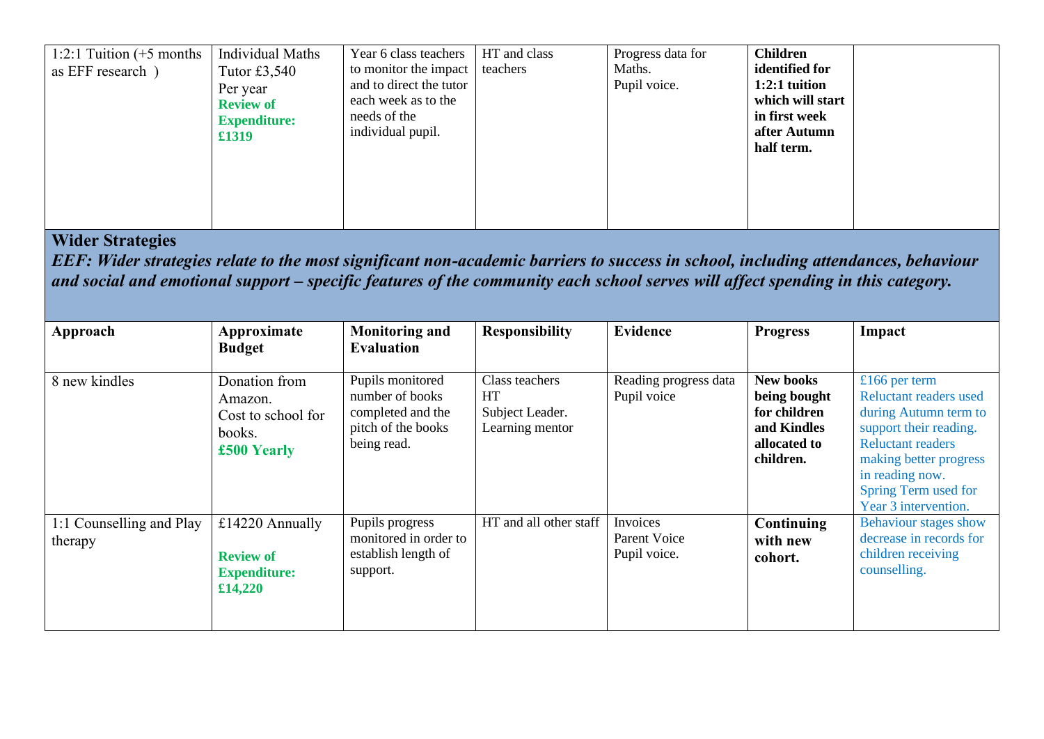| 1:2:1 Tuition (+5 months as EFF research ) | Individual Maths Tutor £3,540 Per year **Review of Expenditure: £1319** | Year 6 class teachers to monitor the impact and to direct the tutor each week as to the needs of the individual pupil. | HT and class teachers | Progress data for Maths. Pupil voice. | **Children identified for 1:2:1 tuition which will start in first week after Autumn half term.** | |
|---|---|---|---|---|---|---|

## Wider Strategies

***EEF: Wider strategies relate to the most significant non-academic barriers to success in school, including attendances, behaviour and social and emotional support – specific features of the community each school serves will affect spending in this category.***

| Approach | Approximate Budget | Monitoring and Evaluation | Responsibility | Evidence | Progress | Impact |
|---|---|---|---|---|---|---|
| 8 new kindles | Donation from Amazon. Cost to school for books. **£500 Yearly** | Pupils monitored number of books completed and the pitch of the books being read. | Class teachers HT Subject Leader. Learning mentor | Reading progress data Pupil voice | **New books being bought for children and Kindles allocated to children.** | £166 per term Reluctant readers used during Autumn term to support their reading. Reluctant readers making better progress in reading now. Spring Term used for Year 3 intervention. |
| 1:1 Counselling and Play therapy | £14220 Annually **Review of Expenditure: £14,220** | Pupils progress monitored in order to establish length of support. | HT and all other staff | Invoices Parent Voice Pupil voice. | **Continuing with new cohort.** | Behaviour stages show decrease in records for children receiving counselling. |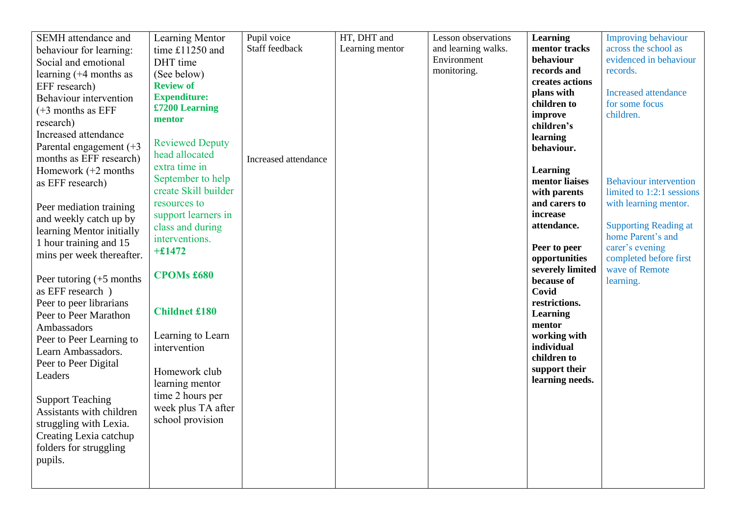| | | | | | | |
|---|---|---|---|---|---|---|
| SEMH attendance and behaviour for learning:<br>Social and emotional learning (+4 months as EFF research)<br>Behaviour intervention (+3 months as EFF research)<br>Increased attendance<br>Parental engagement (+3 months as EFF research)<br>Homework (+2 months as EFF research)<br><br>Peer mediation training and weekly catch up by learning Mentor initially 1 hour training and 15 mins per week thereafter.<br><br>Peer tutoring (+5 months as EFF research )<br>Peer to peer librarians<br>Peer to Peer Marathon Ambassadors<br>Peer to Peer Learning to Learn Ambassadors.<br>Peer to Peer Digital Leaders<br><br>Support Teaching Assistants with children struggling with Lexia. Creating Lexia catchup folders for struggling pupils. | Learning Mentor time £11250 and DHT time<br>(See below)<br>**Review of Expenditure: £7200 Learning mentor**<br><br>Reviewed Deputy head allocated extra time in September to help create Skill builder resources to support learners in class and during interventions.<br>**+£1472**<br><br>**CPOMs £680**<br><br>**Childnet £180**<br><br>Learning to Learn intervention<br><br>Homework club learning mentor time 2 hours per week plus TA after school provision | Pupil voice<br>Staff feedback<br><br>Increased attendance | HT, DHT and Learning mentor | Lesson observations and learning walks.<br>Environment monitoring. | **Learning mentor tracks behaviour records and creates actions plans with children to improve children's learning behaviour.**<br><br>**Learning mentor liaises with parents and carers to increase attendance.**<br><br>**Peer to peer opportunities severely limited because of Covid restrictions. Learning mentor working with individual children to support their learning needs.** | Improving behaviour across the school as evidenced in behaviour records.<br><br>Increased attendance for some focus children.<br><br>Behaviour intervention limited to 1:2:1 sessions with learning mentor.<br><br>Supporting Reading at home Parent's and carer's evening completed before first wave of Remote learning. |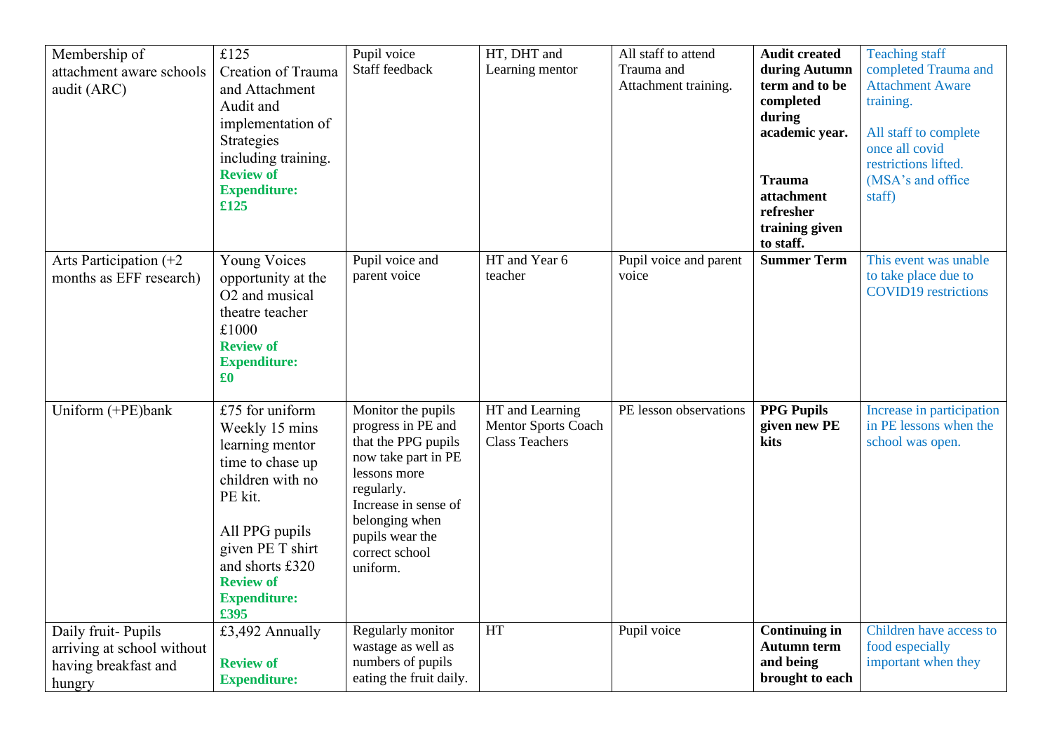| | | | | | | |
|---|---|---|---|---|---|---|
| Membership of attachment aware schools audit (ARC) | £125 Creation of Trauma and Attachment Audit and implementation of Strategies including training. **Review of Expenditure: £125** | Pupil voice Staff feedback | HT, DHT and Learning mentor | All staff to attend Trauma and Attachment training. | **Audit created during Autumn term and to be completed during academic year.** **Trauma attachment refresher training given to staff.** | Teaching staff completed Trauma and Attachment Aware training. All staff to complete once all covid restrictions lifted. (MSA's and office staff) |
| Arts Participation (+2 months as EFF research) | Young Voices opportunity at the O2 and musical theatre teacher £1000 **Review of Expenditure: £0** | Pupil voice and parent voice | HT and Year 6 teacher | Pupil voice and parent voice | **Summer Term** | This event was unable to take place due to COVID19 restrictions |
| Uniform (+PE)bank | £75 for uniform Weekly 15 mins learning mentor time to chase up children with no PE kit. All PPG pupils given PE T shirt and shorts £320 **Review of Expenditure: £395** | Monitor the pupils progress in PE and that the PPG pupils now take part in PE lessons more regularly. Increase in sense of belonging when pupils wear the correct school uniform. | HT and Learning Mentor Sports Coach Class Teachers | PE lesson observations | **PPG Pupils given new PE kits** | Increase in participation in PE lessons when the school was open. |
| Daily fruit- Pupils arriving at school without having breakfast and hungry | £3,492 Annually **Review of Expenditure:** | Regularly monitor wastage as well as numbers of pupils eating the fruit daily. | HT | Pupil voice | **Continuing in Autumn term and being brought to each** | Children have access to food especially important when they |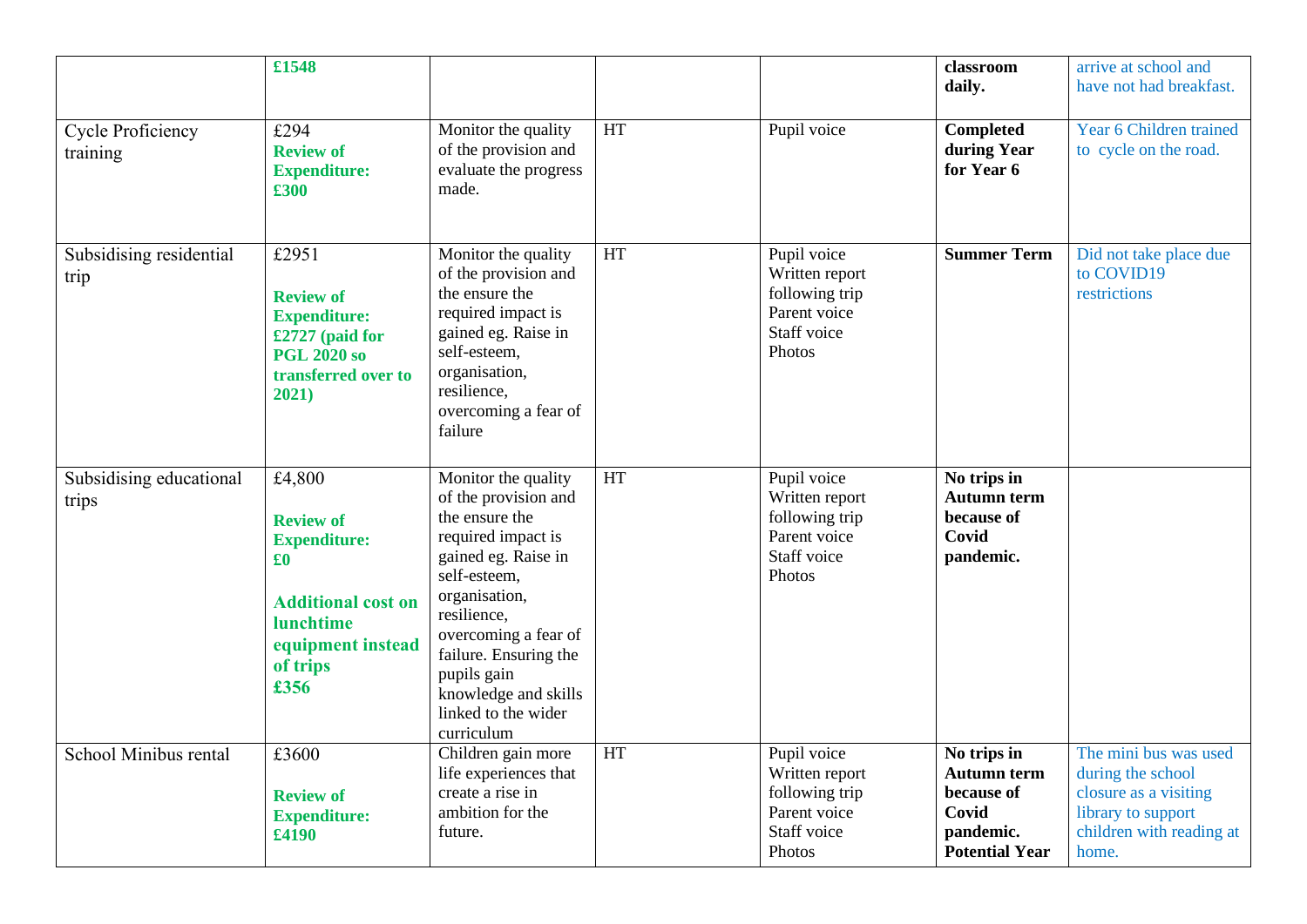| | | | | | | |
|---|---|---|---|---|---|---|
| | **£1548** | | | | **classroom daily.** | arrive at school and have not had breakfast. |
| Cycle Proficiency training | £294<br>**Review of Expenditure: £300** | Monitor the quality of the provision and evaluate the progress made. | HT | Pupil voice | **Completed during Year for Year 6** | Year 6 Children trained to cycle on the road. |
| Subsidising residential trip | £2951<br>**Review of Expenditure: £2727 (paid for PGL 2020 so transferred over to 2021)** | Monitor the quality of the provision and the ensure the required impact is gained eg. Raise in self-esteem, organisation, resilience, overcoming a fear of failure | HT | Pupil voice<br>Written report following trip<br>Parent voice<br>Staff voice<br>Photos | **Summer Term** | Did not take place due to COVID19 restrictions |
| Subsidising educational trips | £4,800<br>**Review of Expenditure: £0**<br>**Additional cost on lunchtime equipment instead of trips £356** | Monitor the quality of the provision and the ensure the required impact is gained eg. Raise in self-esteem, organisation, resilience, overcoming a fear of failure. Ensuring the pupils gain knowledge and skills linked to the wider curriculum | HT | Pupil voice<br>Written report following trip<br>Parent voice<br>Staff voice<br>Photos | **No trips in Autumn term because of Covid pandemic.** | |
| School Minibus rental | £3600<br>**Review of Expenditure: £4190** | Children gain more life experiences that create a rise in ambition for the future. | HT | Pupil voice<br>Written report following trip<br>Parent voice<br>Staff voice<br>Photos | **No trips in Autumn term because of Covid pandemic. Potential Year** | The mini bus was used during the school closure as a visiting library to support children with reading at home. |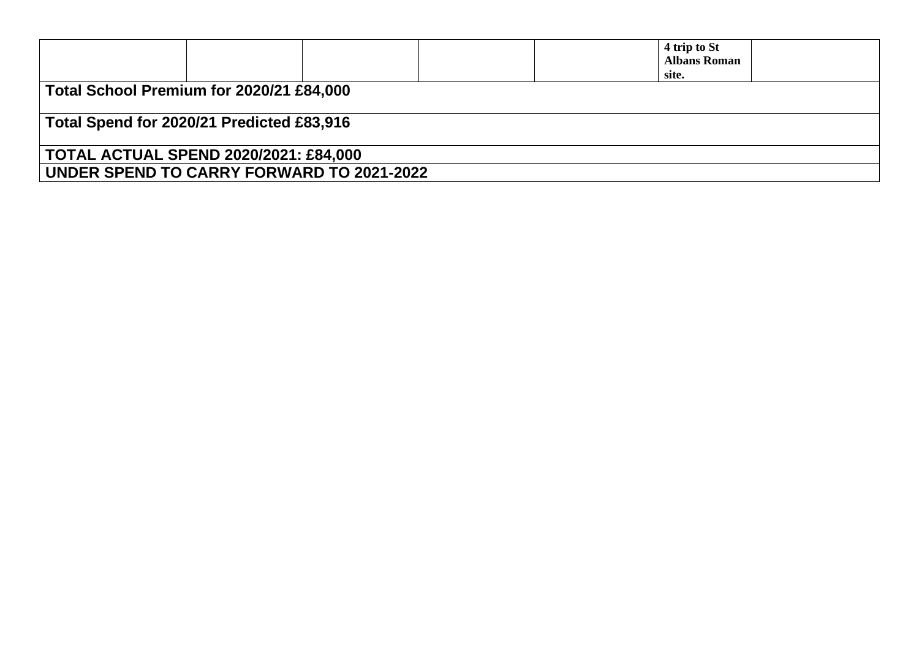| | | | | | | |
|---|---|---|---|---|---|---|
| | | | | | **4 trip to St Albans Roman site.** | |

| |
|---|
| **Total School Premium for 2020/21 £84,000** |
| **Total Spend for 2020/21 Predicted £83,916** |
| **TOTAL ACTUAL SPEND 2020/2021: £84,000** |
| **UNDER SPEND TO CARRY FORWARD TO 2021-2022** |